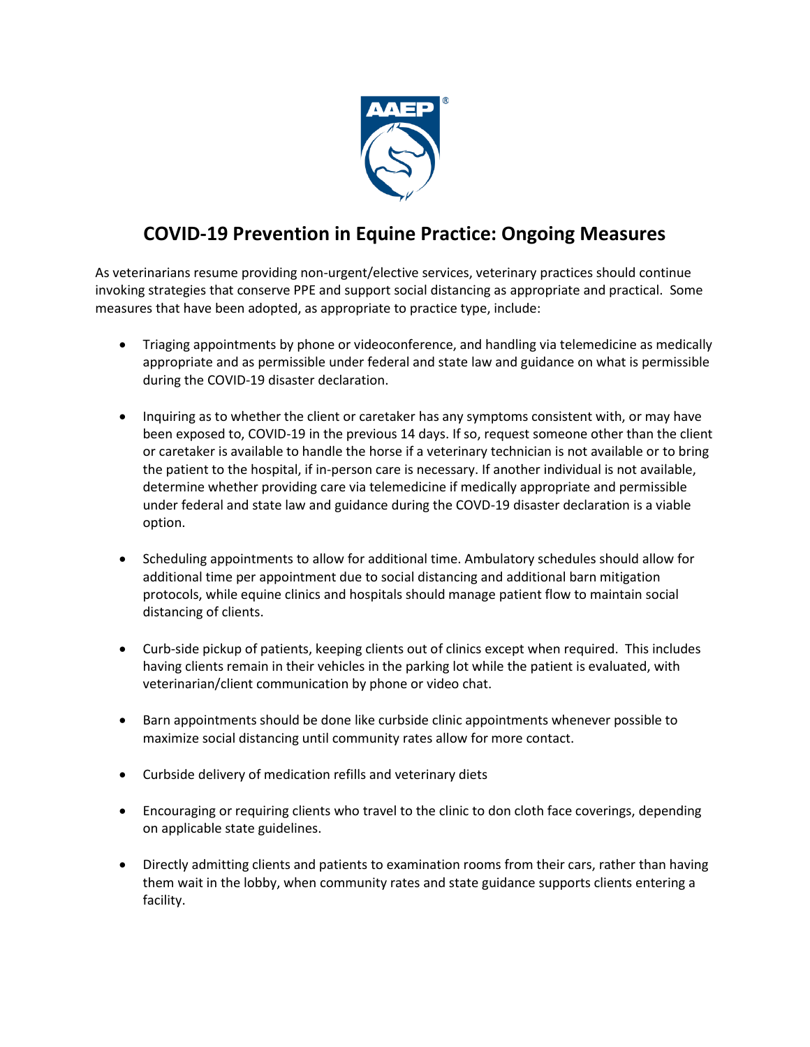# COVID-19 Prevention in Equine Practice: Ongoing Measures

As veterinarians resume providing non-urgent/elective services, veterinary practices should continue invoking strategies that conserve PPE and support social distancing as appropriate and practical. Some measures that have been adopted, as appropriate to practice type, include:

- Triaging appointments by phone or videoconference, and handling via telemedicine as medically appropriate and as permissible under federal and state law and guidance on what is permissible during the COVID-19 disaster declaration.

- Inquiring as to whether the client or caretaker has any symptoms consistent with, or may have been exposed to, COVID-19 in the previous 14 days. If so, request someone other than the client or caretaker is available to handle the horse if a veterinary technician is not available or to bring the patient to the hospital, if in-person care is necessary. If another individual is not available, determine whether providing care via telemedicine if medically appropriate and permissible under federal and state law and guidance during the COVD-19 disaster declaration is a viable option.

- Scheduling appointments to allow for additional time. Ambulatory schedules should allow for additional time per appointment due to social distancing and additional barn mitigation protocols, while equine clinics and hospitals should manage patient flow to maintain social distancing of clients.

- Curb-side pickup of patients, keeping clients out of clinics except when required. This includes having clients remain in their vehicles in the parking lot while the patient is evaluated, with veterinarian/client communication by phone or video chat.

- Barn appointments should be done like curbside clinic appointments whenever possible to maximize social distancing until community rates allow for more contact.

- Curbside delivery of medication refills and veterinary diets

- Encouraging or requiring clients who travel to the clinic to don cloth face coverings, depending on applicable state guidelines.

- Directly admitting clients and patients to examination rooms from their cars, rather than having them wait in the lobby, when community rates and state guidance supports clients entering a facility.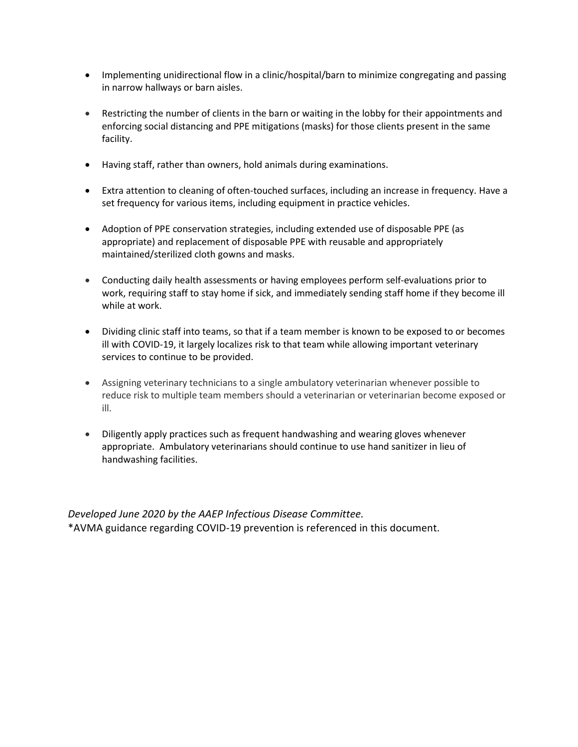- Implementing unidirectional flow in a clinic/hospital/barn to minimize congregating and passing in narrow hallways or barn aisles.

- Restricting the number of clients in the barn or waiting in the lobby for their appointments and enforcing social distancing and PPE mitigations (masks) for those clients present in the same facility.

- Having staff, rather than owners, hold animals during examinations.

- Extra attention to cleaning of often-touched surfaces, including an increase in frequency. Have a set frequency for various items, including equipment in practice vehicles.

- Adoption of PPE conservation strategies, including extended use of disposable PPE (as appropriate) and replacement of disposable PPE with reusable and appropriately maintained/sterilized cloth gowns and masks.

- Conducting daily health assessments or having employees perform self-evaluations prior to work, requiring staff to stay home if sick, and immediately sending staff home if they become ill while at work.

- Dividing clinic staff into teams, so that if a team member is known to be exposed to or becomes ill with COVID-19, it largely localizes risk to that team while allowing important veterinary services to continue to be provided.

- Assigning veterinary technicians to a single ambulatory veterinarian whenever possible to reduce risk to multiple team members should a veterinarian or veterinarian become exposed or ill.

- Diligently apply practices such as frequent handwashing and wearing gloves whenever appropriate. Ambulatory veterinarians should continue to use hand sanitizer in lieu of handwashing facilities.

*Developed June 2020 by the AAEP Infectious Disease Committee.*
*AVMA guidance regarding COVID-19 prevention is referenced in this document.